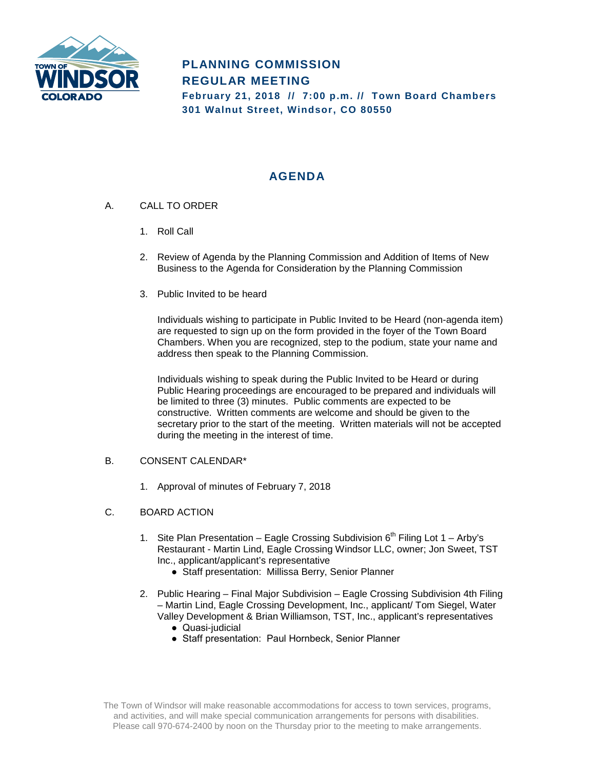# PLANNING COMMISSION
# REGULAR MEETING

**February 21, 2018 // 7:00 p.m. // Town Board Chambers**
**301 Walnut Street, Windsor, CO 80550**

## AGENDA

A. CALL TO ORDER

1. Roll Call

2. Review of Agenda by the Planning Commission and Addition of Items of New Business to the Agenda for Consideration by the Planning Commission

3. Public Invited to be heard

   Individuals wishing to participate in Public Invited to be Heard (non-agenda item) are requested to sign up on the form provided in the foyer of the Town Board Chambers. When you are recognized, step to the podium, state your name and address then speak to the Planning Commission.

   Individuals wishing to speak during the Public Invited to be Heard or during Public Hearing proceedings are encouraged to be prepared and individuals will be limited to three (3) minutes. Public comments are expected to be constructive. Written comments are welcome and should be given to the secretary prior to the start of the meeting. Written materials will not be accepted during the meeting in the interest of time.

B. CONSENT CALENDAR*

1. Approval of minutes of February 7, 2018

C. BOARD ACTION

1. Site Plan Presentation – Eagle Crossing Subdivision 6th Filing Lot 1 – Arby's Restaurant - Martin Lind, Eagle Crossing Windsor LLC, owner; Jon Sweet, TST Inc., applicant/applicant's representative
   - Staff presentation: Millissa Berry, Senior Planner

2. Public Hearing – Final Major Subdivision – Eagle Crossing Subdivision 4th Filing – Martin Lind, Eagle Crossing Development, Inc., applicant/ Tom Siegel, Water Valley Development & Brian Williamson, TST, Inc., applicant's representatives
   - Quasi-judicial
   - Staff presentation: Paul Hornbeck, Senior Planner

The Town of Windsor will make reasonable accommodations for access to town services, programs, and activities, and will make special communication arrangements for persons with disabilities. Please call 970-674-2400 by noon on the Thursday prior to the meeting to make arrangements.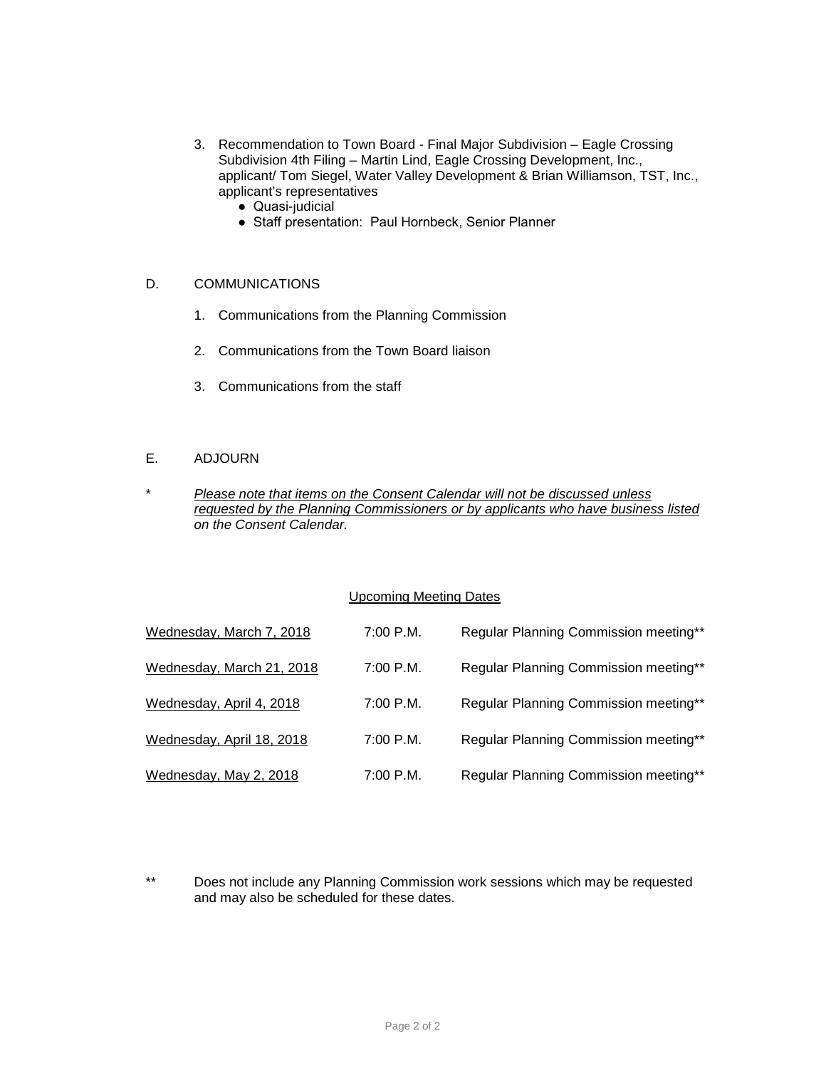3. Recommendation to Town Board - Final Major Subdivision – Eagle Crossing Subdivision 4th Filing – Martin Lind, Eagle Crossing Development, Inc., applicant/ Tom Siegel, Water Valley Development & Brian Williamson, TST, Inc., applicant's representatives
   - Quasi-judicial
   - Staff presentation: Paul Hornbeck, Senior Planner

D. COMMUNICATIONS

1. Communications from the Planning Commission
2. Communications from the Town Board liaison
3. Communications from the staff

E. ADJOURN

\* *Please note that items on the Consent Calendar will not be discussed unless requested by the Planning Commissioners or by applicants who have business listed on the Consent Calendar.*

Upcoming Meeting Dates

| | | |
|---|---|---|
| Wednesday, March 7, 2018 | 7:00 P.M. | Regular Planning Commission meeting** |
| Wednesday, March 21, 2018 | 7:00 P.M. | Regular Planning Commission meeting** |
| Wednesday, April 4, 2018 | 7:00 P.M. | Regular Planning Commission meeting** |
| Wednesday, April 18, 2018 | 7:00 P.M. | Regular Planning Commission meeting** |
| Wednesday, May 2, 2018 | 7:00 P.M. | Regular Planning Commission meeting** |

** Does not include any Planning Commission work sessions which may be requested and may also be scheduled for these dates.